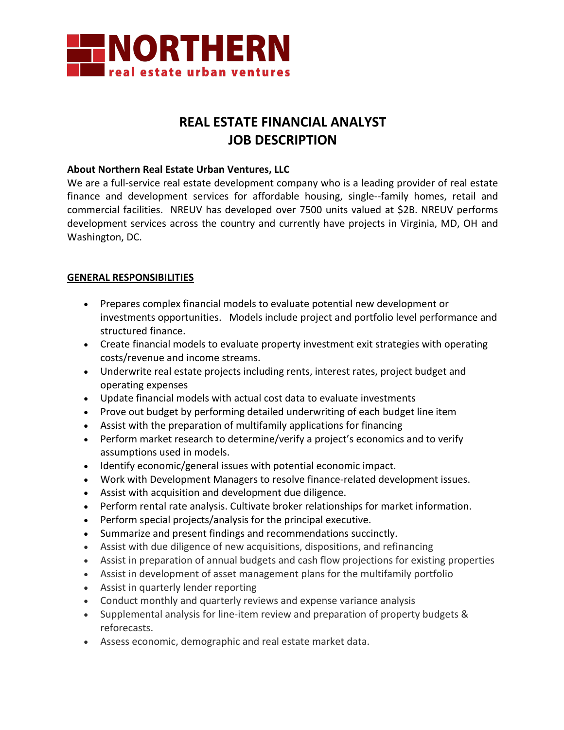NORTHERN
real estate urban ventures

# REAL ESTATE FINANCIAL ANALYST
# JOB DESCRIPTION

**About Northern Real Estate Urban Ventures, LLC**

We are a full-service real estate development company who is a leading provider of real estate finance and development services for affordable housing, single--family homes, retail and commercial facilities. NREUV has developed over 7500 units valued at $2B. NREUV performs development services across the country and currently have projects in Virginia, MD, OH and Washington, DC.

## GENERAL RESPONSIBILITIES

- Prepares complex financial models to evaluate potential new development or investments opportunities. Models include project and portfolio level performance and structured finance.
- Create financial models to evaluate property investment exit strategies with operating costs/revenue and income streams.
- Underwrite real estate projects including rents, interest rates, project budget and operating expenses
- Update financial models with actual cost data to evaluate investments
- Prove out budget by performing detailed underwriting of each budget line item
- Assist with the preparation of multifamily applications for financing
- Perform market research to determine/verify a project's economics and to verify assumptions used in models.
- Identify economic/general issues with potential economic impact.
- Work with Development Managers to resolve finance-related development issues.
- Assist with acquisition and development due diligence.
- Perform rental rate analysis. Cultivate broker relationships for market information.
- Perform special projects/analysis for the principal executive.
- Summarize and present findings and recommendations succinctly.
- Assist with due diligence of new acquisitions, dispositions, and refinancing
- Assist in preparation of annual budgets and cash flow projections for existing properties
- Assist in development of asset management plans for the multifamily portfolio
- Assist in quarterly lender reporting
- Conduct monthly and quarterly reviews and expense variance analysis
- Supplemental analysis for line-item review and preparation of property budgets & reforecasts.
- Assess economic, demographic and real estate market data.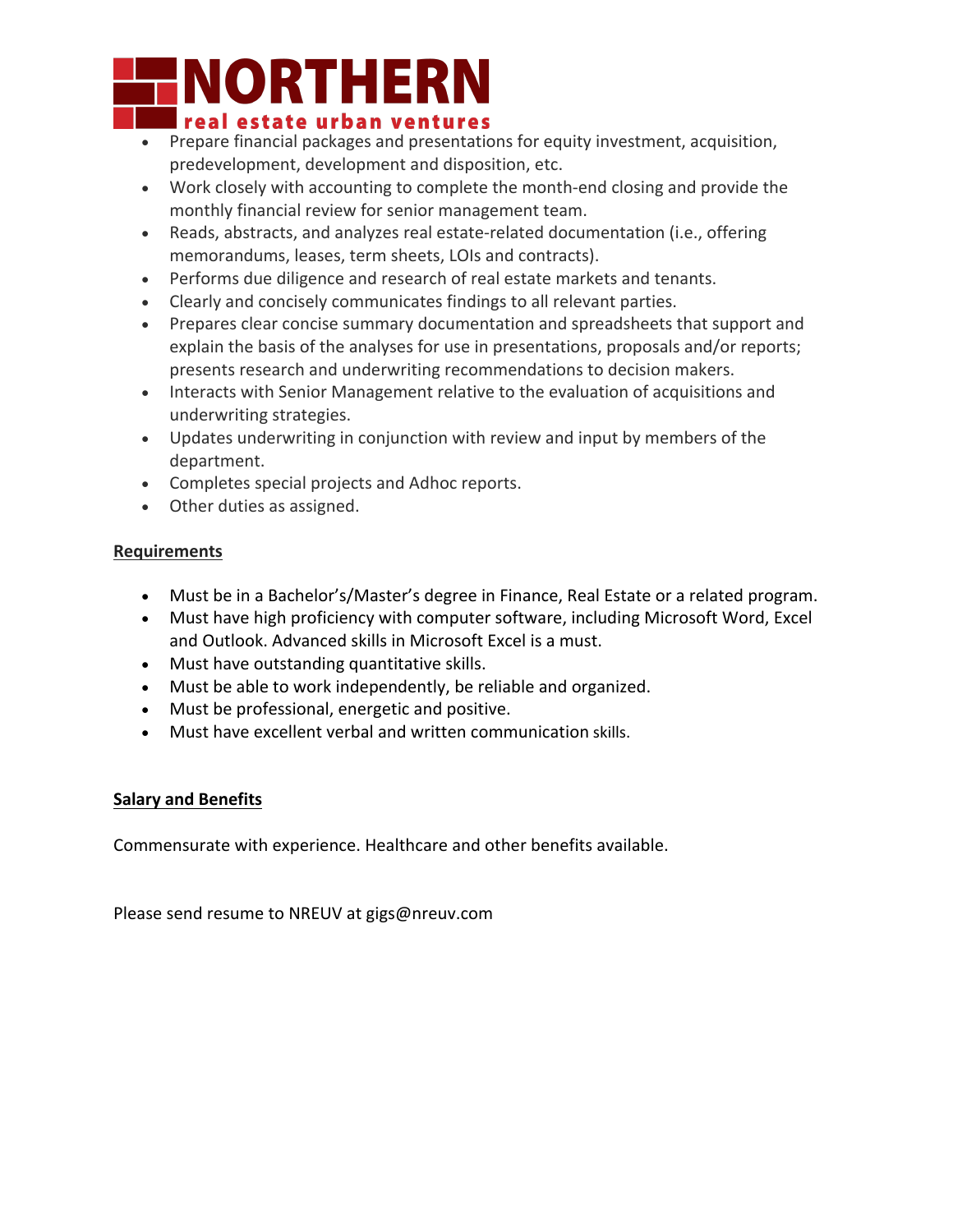- Prepare financial packages and presentations for equity investment, acquisition, predevelopment, development and disposition, etc.
- Work closely with accounting to complete the month-end closing and provide the monthly financial review for senior management team.
- Reads, abstracts, and analyzes real estate-related documentation (i.e., offering memorandums, leases, term sheets, LOIs and contracts).
- Performs due diligence and research of real estate markets and tenants.
- Clearly and concisely communicates findings to all relevant parties.
- Prepares clear concise summary documentation and spreadsheets that support and explain the basis of the analyses for use in presentations, proposals and/or reports; presents research and underwriting recommendations to decision makers.
- Interacts with Senior Management relative to the evaluation of acquisitions and underwriting strategies.
- Updates underwriting in conjunction with review and input by members of the department.
- Completes special projects and Adhoc reports.
- Other duties as assigned.

**Requirements**

- Must be in a Bachelor's/Master's degree in Finance, Real Estate or a related program.
- Must have high proficiency with computer software, including Microsoft Word, Excel and Outlook. Advanced skills in Microsoft Excel is a must.
- Must have outstanding quantitative skills.
- Must be able to work independently, be reliable and organized.
- Must be professional, energetic and positive.
- Must have excellent verbal and written communication skills.

**Salary and Benefits**

Commensurate with experience. Healthcare and other benefits available.

Please send resume to NREUV at gigs@nreuv.com